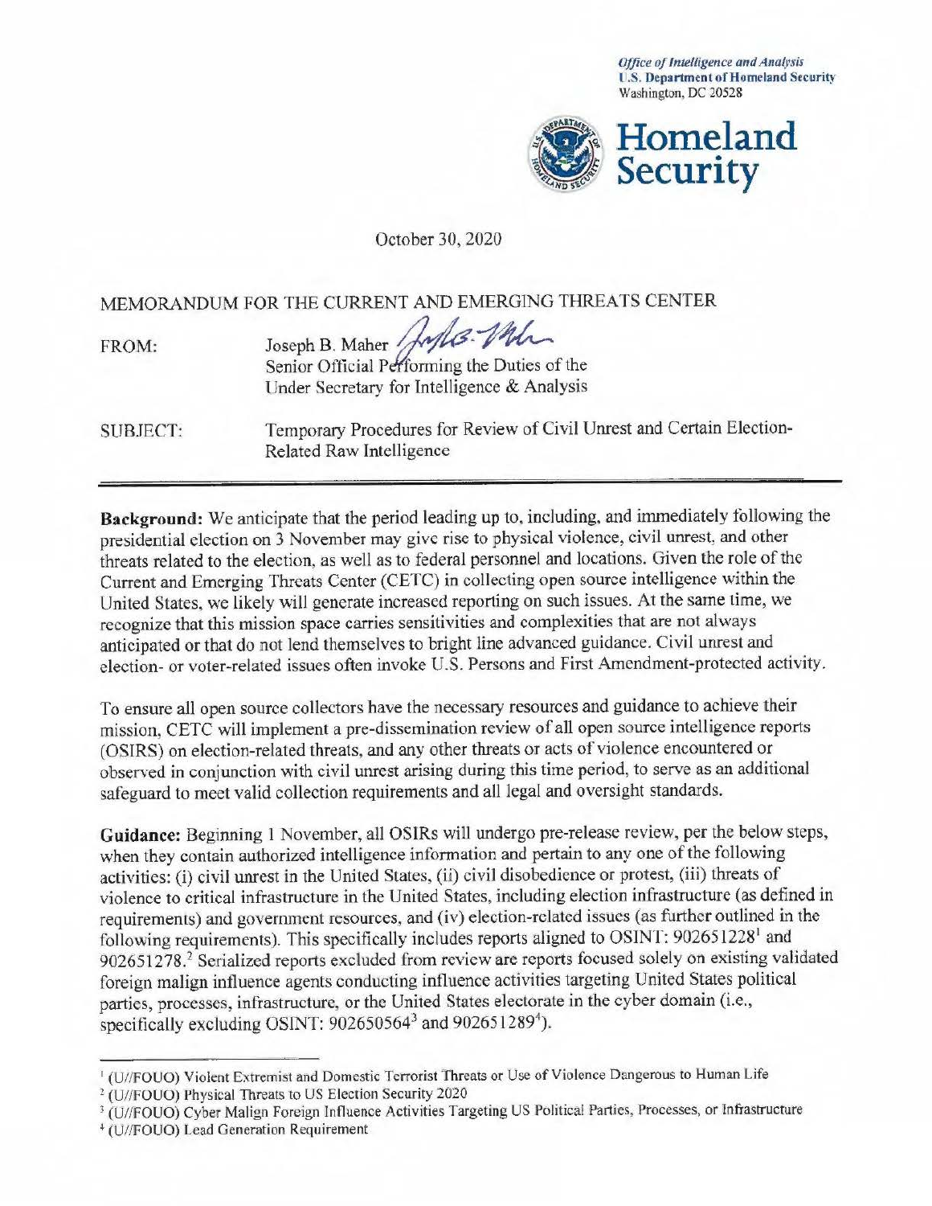*Office of Intelligence and Analysis*
**U.S. Department of Homeland Security**
Washington, DC 20528

**Homeland Security**

October 30, 2020

MEMORANDUM FOR THE CURRENT AND EMERGING THREATS CENTER

FROM: Joseph B. Maher
Senior Official Performing the Duties of the Under Secretary for Intelligence & Analysis

SUBJECT: Temporary Procedures for Review of Civil Unrest and Certain Election-Related Raw Intelligence

---

**Background:** We anticipate that the period leading up to, including, and immediately following the presidential election on 3 November may give rise to physical violence, civil unrest, and other threats related to the election, as well as to federal personnel and locations. Given the role of the Current and Emerging Threats Center (CETC) in collecting open source intelligence within the United States, we likely will generate increased reporting on such issues. At the same time, we recognize that this mission space carries sensitivities and complexities that are not always anticipated or that do not lend themselves to bright line advanced guidance. Civil unrest and election- or voter-related issues often invoke U.S. Persons and First Amendment-protected activity.

To ensure all open source collectors have the necessary resources and guidance to achieve their mission, CETC will implement a pre-dissemination review of all open source intelligence reports (OSIRS) on election-related threats, and any other threats or acts of violence encountered or observed in conjunction with civil unrest arising during this time period, to serve as an additional safeguard to meet valid collection requirements and all legal and oversight standards.

**Guidance:** Beginning 1 November, all OSIRs will undergo pre-release review, per the below steps, when they contain authorized intelligence information and pertain to any one of the following activities: (i) civil unrest in the United States, (ii) civil disobedience or protest, (iii) threats of violence to critical infrastructure in the United States, including election infrastructure (as defined in requirements) and government resources, and (iv) election-related issues (as further outlined in the following requirements). This specifically includes reports aligned to OSINT: 902651228[1] and 902651278.[2] Serialized reports excluded from review are reports focused solely on existing validated foreign malign influence agents conducting influence activities targeting United States political parties, processes, infrastructure, or the United States electorate in the cyber domain (i.e., specifically excluding OSINT: 902650564[3] and 902651289[4]).

---

[1] (U//FOUO) Violent Extremist and Domestic Terrorist Threats or Use of Violence Dangerous to Human Life

[2] (U//FOUO) Physical Threats to US Election Security 2020

[3] (U//FOUO) Cyber Malign Foreign Influence Activities Targeting US Political Parties, Processes, or Infrastructure

[4] (U//FOUO) Lead Generation Requirement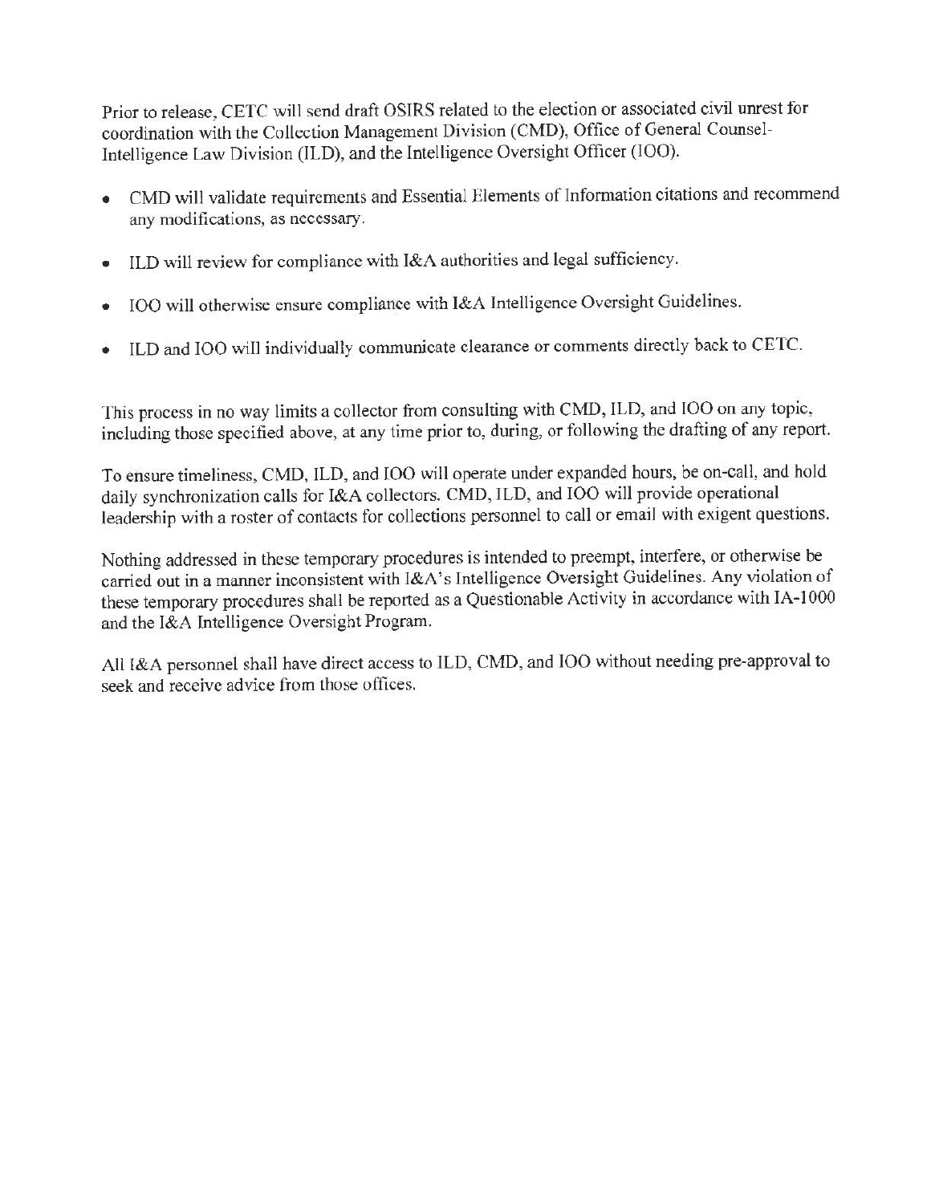Prior to release, CETC will send draft OSIRS related to the election or associated civil unrest for coordination with the Collection Management Division (CMD), Office of General Counsel-Intelligence Law Division (ILD), and the Intelligence Oversight Officer (IOO).

- CMD will validate requirements and Essential Elements of Information citations and recommend any modifications, as necessary.
- ILD will review for compliance with I&A authorities and legal sufficiency.
- IOO will otherwise ensure compliance with I&A Intelligence Oversight Guidelines.
- ILD and IOO will individually communicate clearance or comments directly back to CETC.

This process in no way limits a collector from consulting with CMD, ILD, and IOO on any topic, including those specified above, at any time prior to, during, or following the drafting of any report.

To ensure timeliness, CMD, ILD, and IOO will operate under expanded hours, be on-call, and hold daily synchronization calls for I&A collectors. CMD, ILD, and IOO will provide operational leadership with a roster of contacts for collections personnel to call or email with exigent questions.

Nothing addressed in these temporary procedures is intended to preempt, interfere, or otherwise be carried out in a manner inconsistent with I&A's Intelligence Oversight Guidelines. Any violation of these temporary procedures shall be reported as a Questionable Activity in accordance with IA-1000 and the I&A Intelligence Oversight Program.

All I&A personnel shall have direct access to ILD, CMD, and IOO without needing pre-approval to seek and receive advice from those offices.